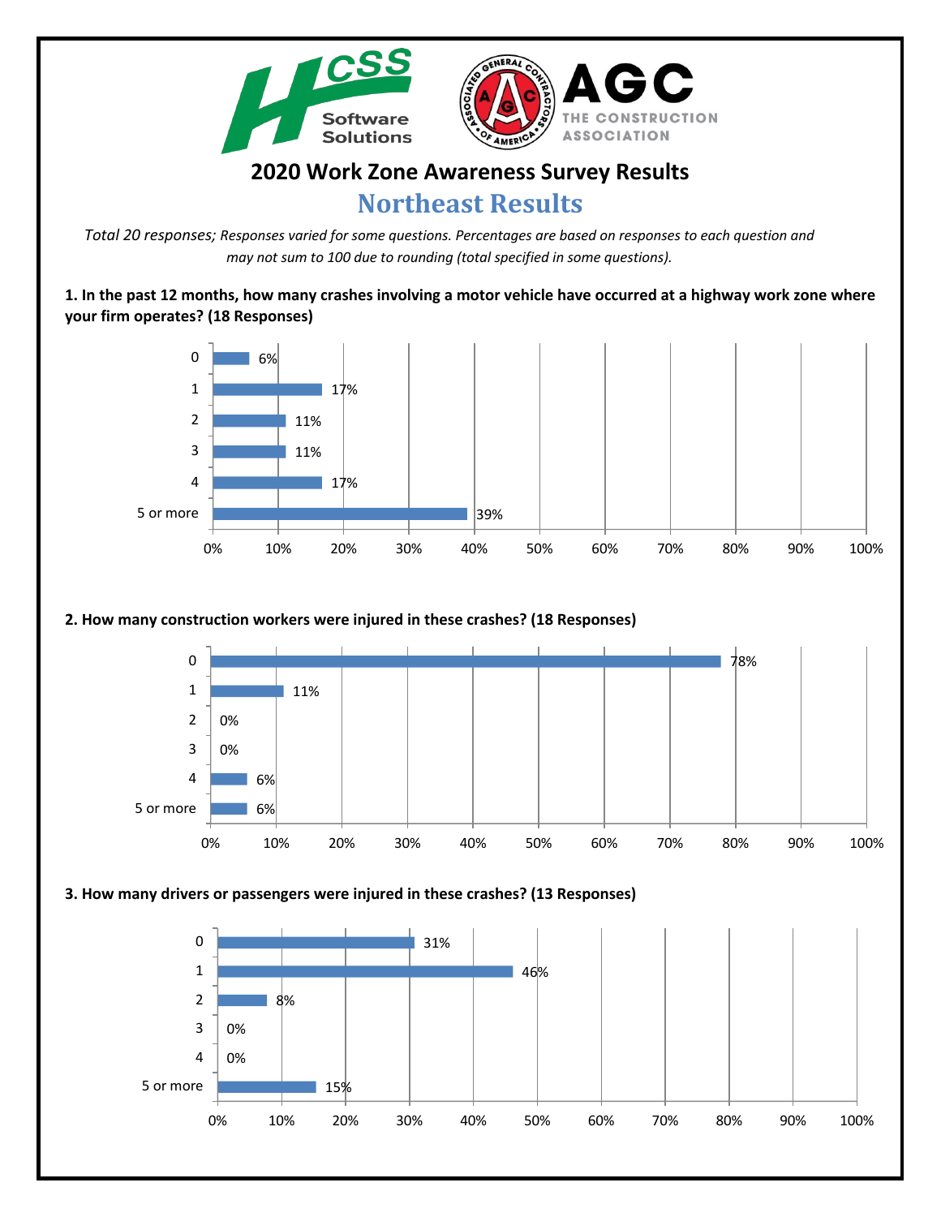# 2020 Work Zone Awareness Survey Results

## Northeast Results

*Total 20 responses; Responses varied for some questions. Percentages are based on responses to each question and may not sum to 100 due to rounding (total specified in some questions).*

**1. In the past 12 months, how many crashes involving a motor vehicle have occurred at a highway work zone where your firm operates? (18 Responses)**

| Response | Percentage |
| --- | --- |
| 0 | 6% |
| 1 | 17% |
| 2 | 11% |
| 3 | 11% |
| 4 | 17% |
| 5 or more | 39% |

**2. How many construction workers were injured in these crashes? (18 Responses)**

| Response | Percentage |
| --- | --- |
| 0 | 78% |
| 1 | 11% |
| 2 | 0% |
| 3 | 0% |
| 4 | 6% |
| 5 or more | 6% |

**3. How many drivers or passengers were injured in these crashes? (13 Responses)**

| Response | Percentage |
| --- | --- |
| 0 | 31% |
| 1 | 46% |
| 2 | 8% |
| 3 | 0% |
| 4 | 0% |
| 5 or more | 15% |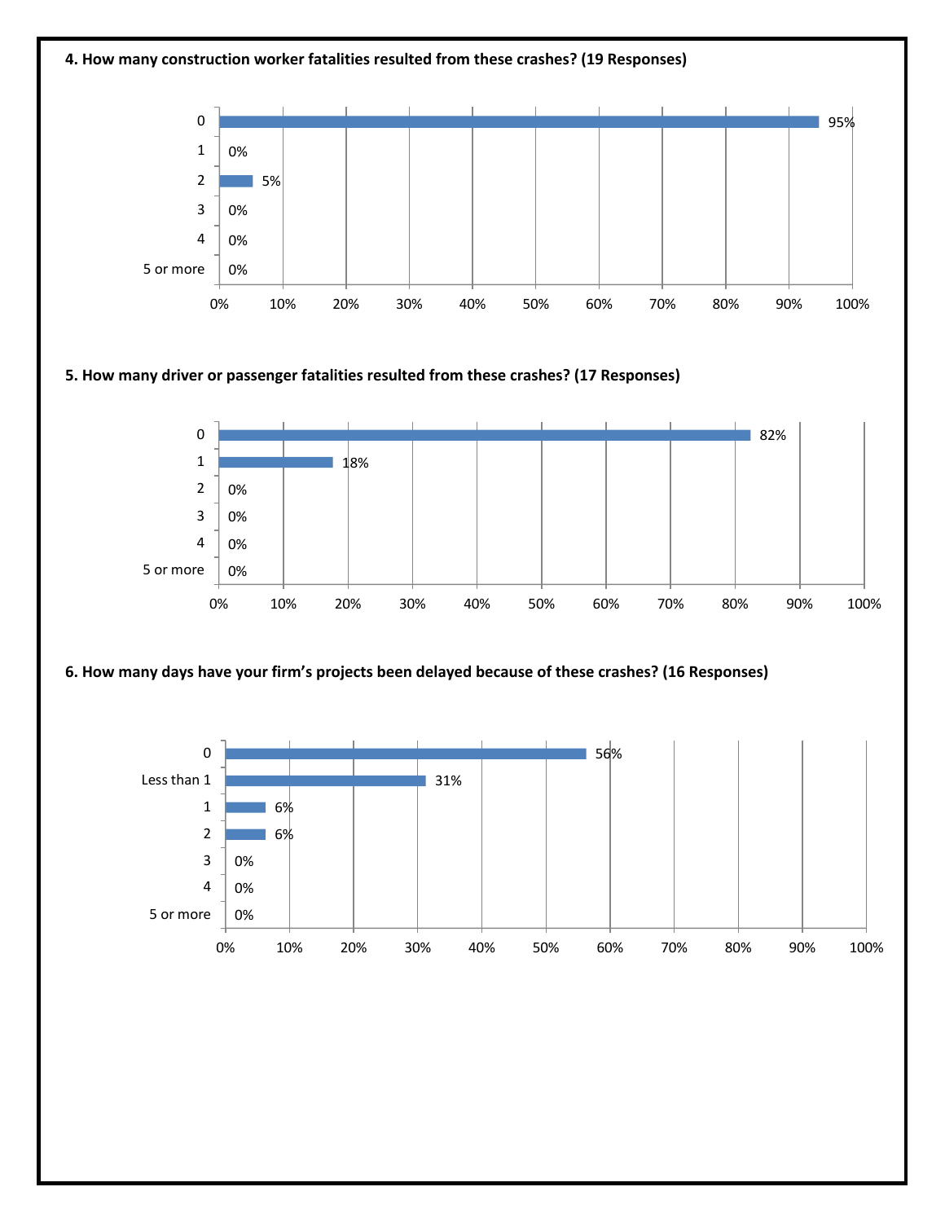**4. How many construction worker fatalities resulted from these crashes? (19 Responses)**

| Response | Percent |
| --- | --- |
| 0 | 95% |
| 1 | 0% |
| 2 | 5% |
| 3 | 0% |
| 4 | 0% |
| 5 or more | 0% |

**5. How many driver or passenger fatalities resulted from these crashes? (17 Responses)**

| Response | Percent |
| --- | --- |
| 0 | 82% |
| 1 | 18% |
| 2 | 0% |
| 3 | 0% |
| 4 | 0% |
| 5 or more | 0% |

**6. How many days have your firm's projects been delayed because of these crashes? (16 Responses)**

| Response | Percent |
| --- | --- |
| 0 | 56% |
| Less than 1 | 31% |
| 1 | 6% |
| 2 | 6% |
| 3 | 0% |
| 4 | 0% |
| 5 or more | 0% |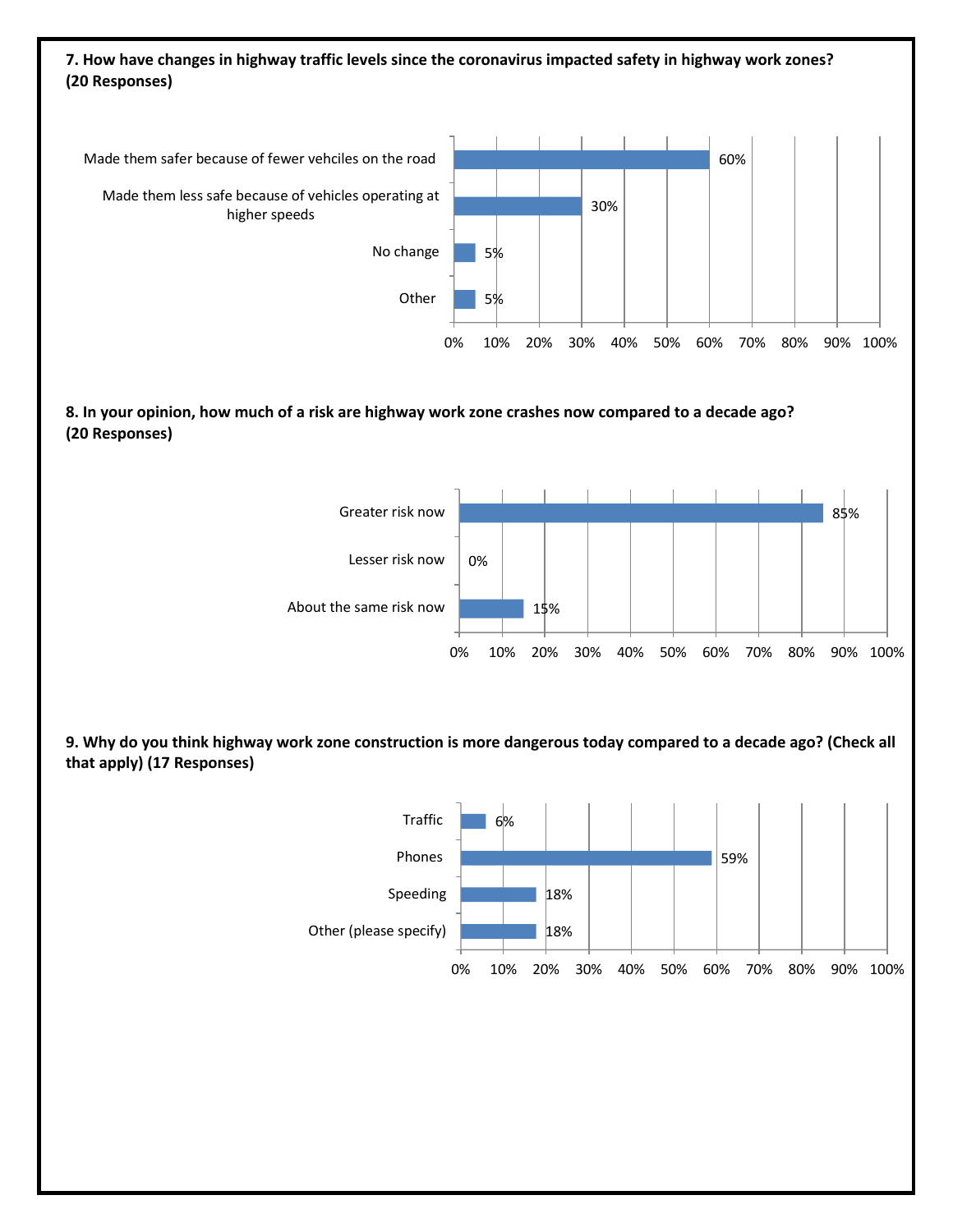**7. How have changes in highway traffic levels since the coronavirus impacted safety in highway work zones? (20 Responses)**

| Response | Percent |
| --- | --- |
| Made them safer because of fewer vehciles on the road | 60% |
| Made them less safe because of vehicles operating at higher speeds | 30% |
| No change | 5% |
| Other | 5% |

**8. In your opinion, how much of a risk are highway work zone crashes now compared to a decade ago? (20 Responses)**

| Response | Percent |
| --- | --- |
| Greater risk now | 85% |
| Lesser risk now | 0% |
| About the same risk now | 15% |

**9. Why do you think highway work zone construction is more dangerous today compared to a decade ago? (Check all that apply) (17 Responses)**

| Response | Percent |
| --- | --- |
| Traffic | 6% |
| Phones | 59% |
| Speeding | 18% |
| Other (please specify) | 18% |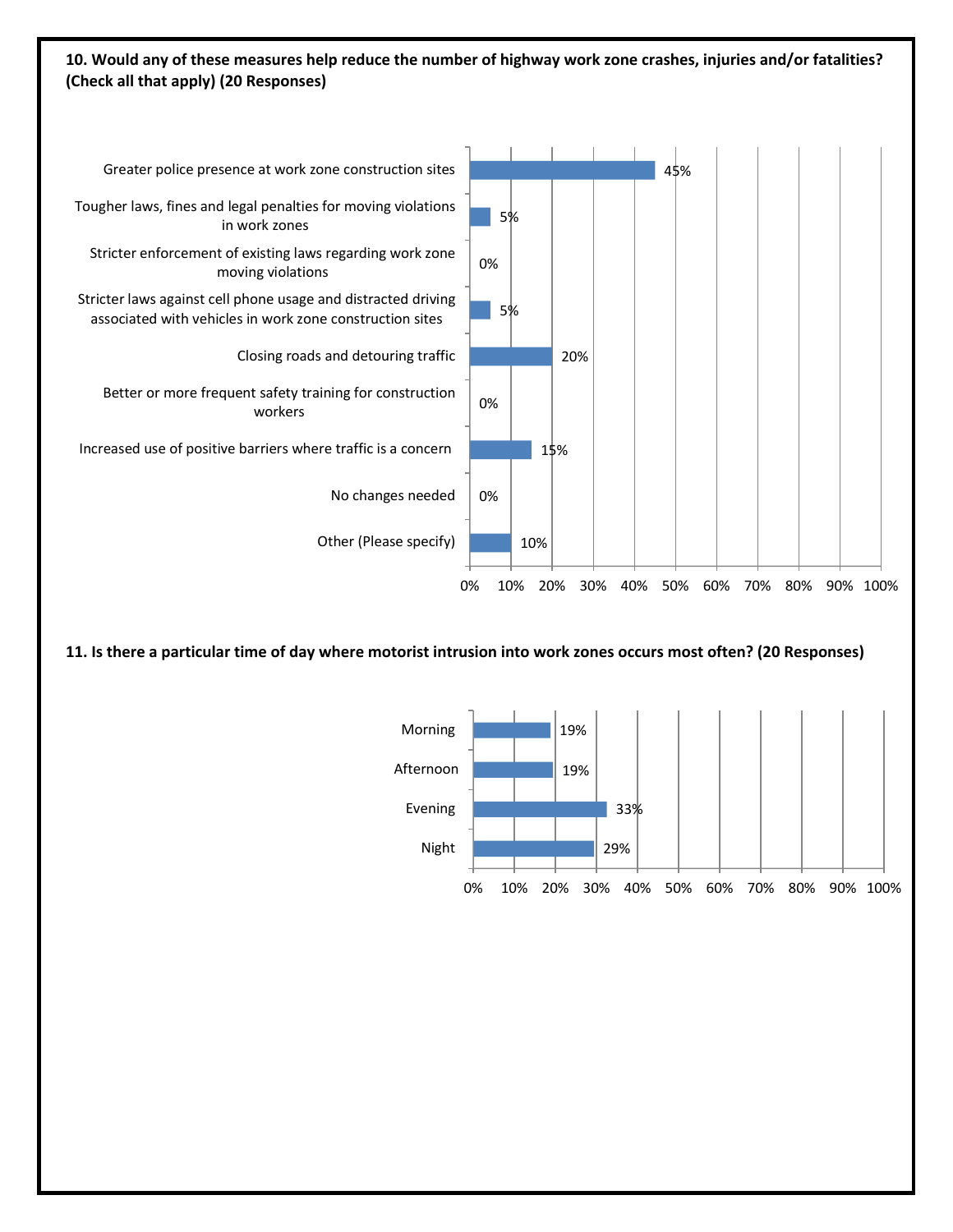**10. Would any of these measures help reduce the number of highway work zone crashes, injuries and/or fatalities? (Check all that apply) (20 Responses)**

| Measure | Percent |
| --- | --- |
| Greater police presence at work zone construction sites | 45% |
| Tougher laws, fines and legal penalties for moving violations in work zones | 5% |
| Stricter enforcement of existing laws regarding work zone moving violations | 0% |
| Stricter laws against cell phone usage and distracted driving associated with vehicles in work zone construction sites | 5% |
| Closing roads and detouring traffic | 20% |
| Better or more frequent safety training for construction workers | 0% |
| Increased use of positive barriers where traffic is a concern | 15% |
| No changes needed | 0% |
| Other (Please specify) | 10% |

**11. Is there a particular time of day where motorist intrusion into work zones occurs most often? (20 Responses)**

| Time of Day | Percent |
| --- | --- |
| Morning | 19% |
| Afternoon | 19% |
| Evening | 33% |
| Night | 29% |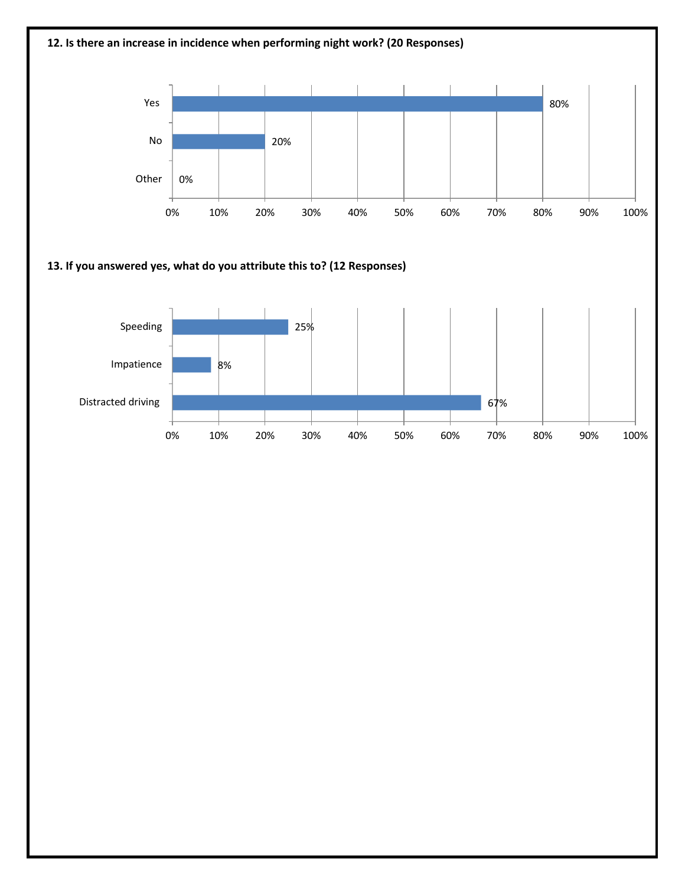**12. Is there an increase in incidence when performing night work? (20 Responses)**

Yes
No
Other

80%
20%
0%

0% 10% 20% 30% 40% 50% 60% 70% 80% 90% 100%

**13. If you answered yes, what do you attribute this to? (12 Responses)**

Speeding
Impatience
Distracted driving

25%
8%
67%

0% 10% 20% 30% 40% 50% 60% 70% 80% 90% 100%